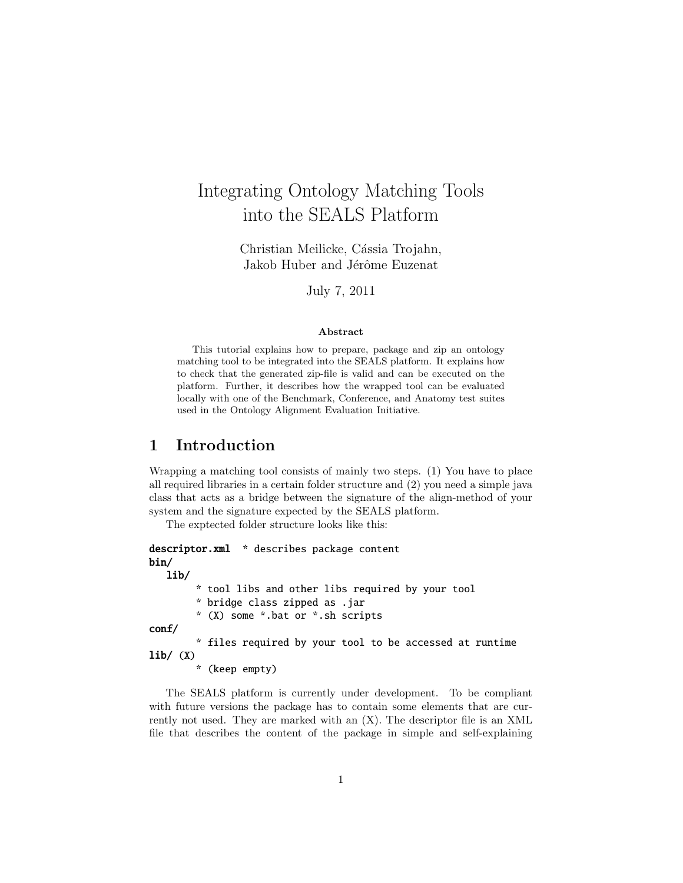# Integrating Ontology Matching Tools into the SEALS Platform

Christian Meilicke, Cássia Trojahn, Jakob Huber and Jérôme Euzenat

July 7, 2011

**Abstract**

This tutorial explains how to prepare, package and zip an ontology matching tool to be integrated into the SEALS platform. It explains how to check that the generated zip-file is valid and can be executed on the platform. Further, it describes how the wrapped tool can be evaluated locally with one of the Benchmark, Conference, and Anatomy test suites used in the Ontology Alignment Evaluation Initiative.

## 1 Introduction

Wrapping a matching tool consists of mainly two steps. (1) You have to place all required libraries in a certain folder structure and (2) you need a simple java class that acts as a bridge between the signature of the align-method of your system and the signature expected by the SEALS platform.

The exptected folder structure looks like this:

```
descriptor.xml  * describes package content
bin/
   lib/
        * tool libs and other libs required by your tool
        * bridge class zipped as .jar
        * (X) some *.bat or *.sh scripts
conf/
        * files required by your tool to be accessed at runtime
lib/ (X)
        * (keep empty)
```

The SEALS platform is currently under development. To be compliant with future versions the package has to contain some elements that are currently not used. They are marked with an (X). The descriptor file is an XML file that describes the content of the package in simple and self-explaining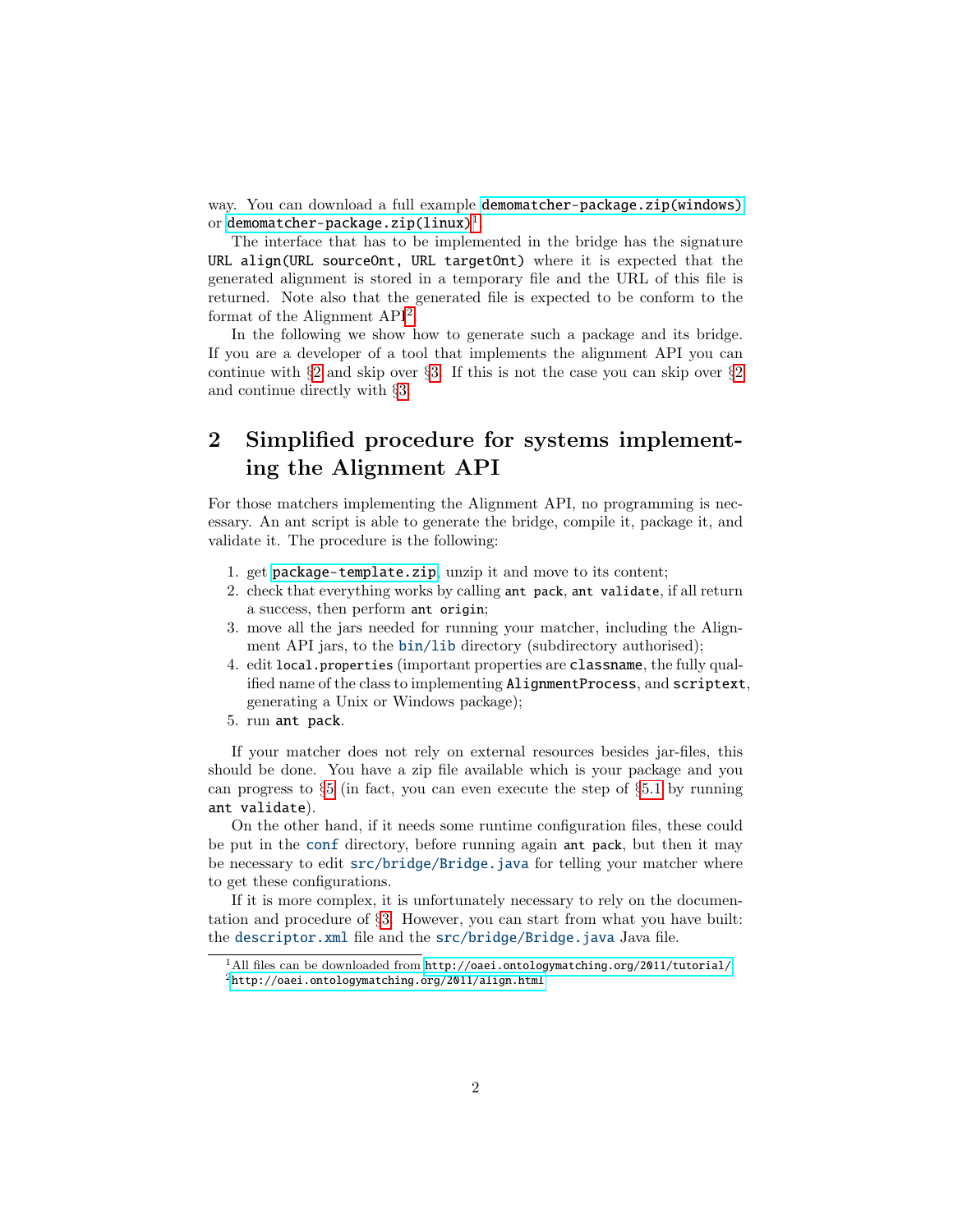way. You can download a full example `demomatcher-package.zip(windows)` or `demomatcher-package.zip(linux)`[1].

The interface that has to be implemented in the bridge has the signature `URL align(URL sourceOnt, URL targetOnt)` where it is expected that the generated alignment is stored in a temporary file and the URL of this file is returned. Note also that the generated file is expected to be conform to the format of the Alignment API[2].

In the following we show how to generate such a package and its bridge. If you are a developer of a tool that implements the alignment API you can continue with §2 and skip over §3. If this is not the case you can skip over §2 and continue directly with §3.

## 2 Simplified procedure for systems implementing the Alignment API

For those matchers implementing the Alignment API, no programming is necessary. An ant script is able to generate the bridge, compile it, package it, and validate it. The procedure is the following:

1. get `package-template.zip`, unzip it and move to its content;
2. check that everything works by calling `ant pack`, `ant validate`, if all return a success, then perform `ant origin`;
3. move all the jars needed for running your matcher, including the Alignment API jars, to the `bin/lib` directory (subdirectory authorised);
4. edit `local.properties` (important properties are `classname`, the fully qualified name of the class to implementing `AlignmentProcess`, and `scriptext`, generating a Unix or Windows package);
5. run `ant pack`.

If your matcher does not rely on external resources besides jar-files, this should be done. You have a zip file available which is your package and you can progress to §5 (in fact, you can even execute the step of §5.1 by running `ant validate`).

On the other hand, if it needs some runtime configuration files, these could be put in the `conf` directory, before running again `ant pack`, but then it may be necessary to edit `src/bridge/Bridge.java` for telling your matcher where to get these configurations.

If it is more complex, it is unfortunately necessary to rely on the documentation and procedure of §3. However, you can start from what you have built: the `descriptor.xml` file and the `src/bridge/Bridge.java` Java file.

[1] All files can be downloaded from http://oaei.ontologymatching.org/2011/tutorial/

[2] http://oaei.ontologymatching.org/2011/align.html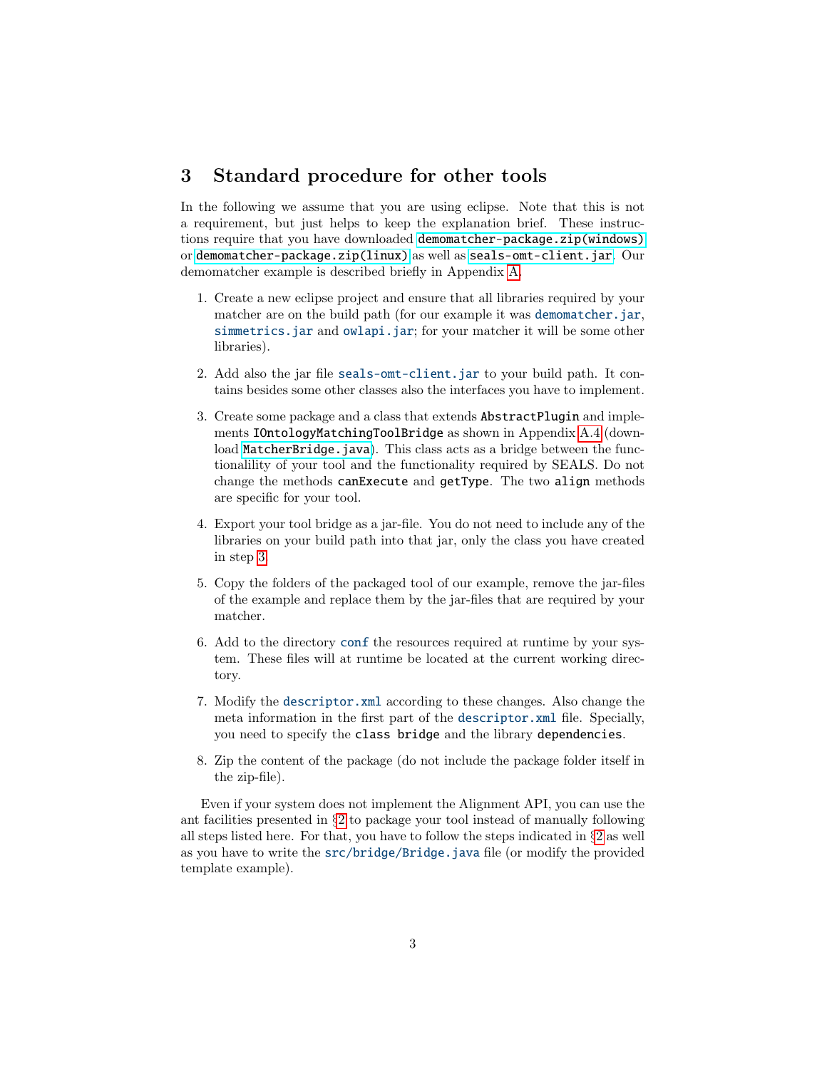## 3 Standard procedure for other tools

In the following we assume that you are using eclipse. Note that this is not a requirement, but just helps to keep the explanation brief. These instructions require that you have downloaded `demomatcher-package.zip(windows)` or `demomatcher-package.zip(linux)` as well as `seals-omt-client.jar`. Our demomatcher example is described briefly in Appendix A.

1. Create a new eclipse project and ensure that all libraries required by your matcher are on the build path (for our example it was `demomatcher.jar`, `simmetrics.jar` and `owlapi.jar`; for your matcher it will be some other libraries).

2. Add also the jar file `seals-omt-client.jar` to your build path. It contains besides some other classes also the interfaces you have to implement.

3. Create some package and a class that extends `AbstractPlugin` and implements `IOntologyMatchingToolBridge` as shown in Appendix A.4 (download `MatcherBridge.java`). This class acts as a bridge between the functionalility of your tool and the functionality required by SEALS. Do not change the methods `canExecute` and `getType`. The two `align` methods are specific for your tool.

4. Export your tool bridge as a jar-file. You do not need to include any of the libraries on your build path into that jar, only the class you have created in step 3.

5. Copy the folders of the packaged tool of our example, remove the jar-files of the example and replace them by the jar-files that are required by your matcher.

6. Add to the directory `conf` the resources required at runtime by your system. These files will at runtime be located at the current working directory.

7. Modify the `descriptor.xml` according to these changes. Also change the meta information in the first part of the `descriptor.xml` file. Specially, you need to specify the `class bridge` and the library `dependencies`.

8. Zip the content of the package (do not include the package folder itself in the zip-file).

Even if your system does not implement the Alignment API, you can use the ant facilities presented in §2 to package your tool instead of manually following all steps listed here. For that, you have to follow the steps indicated in §2 as well as you have to write the `src/bridge/Bridge.java` file (or modify the provided template example).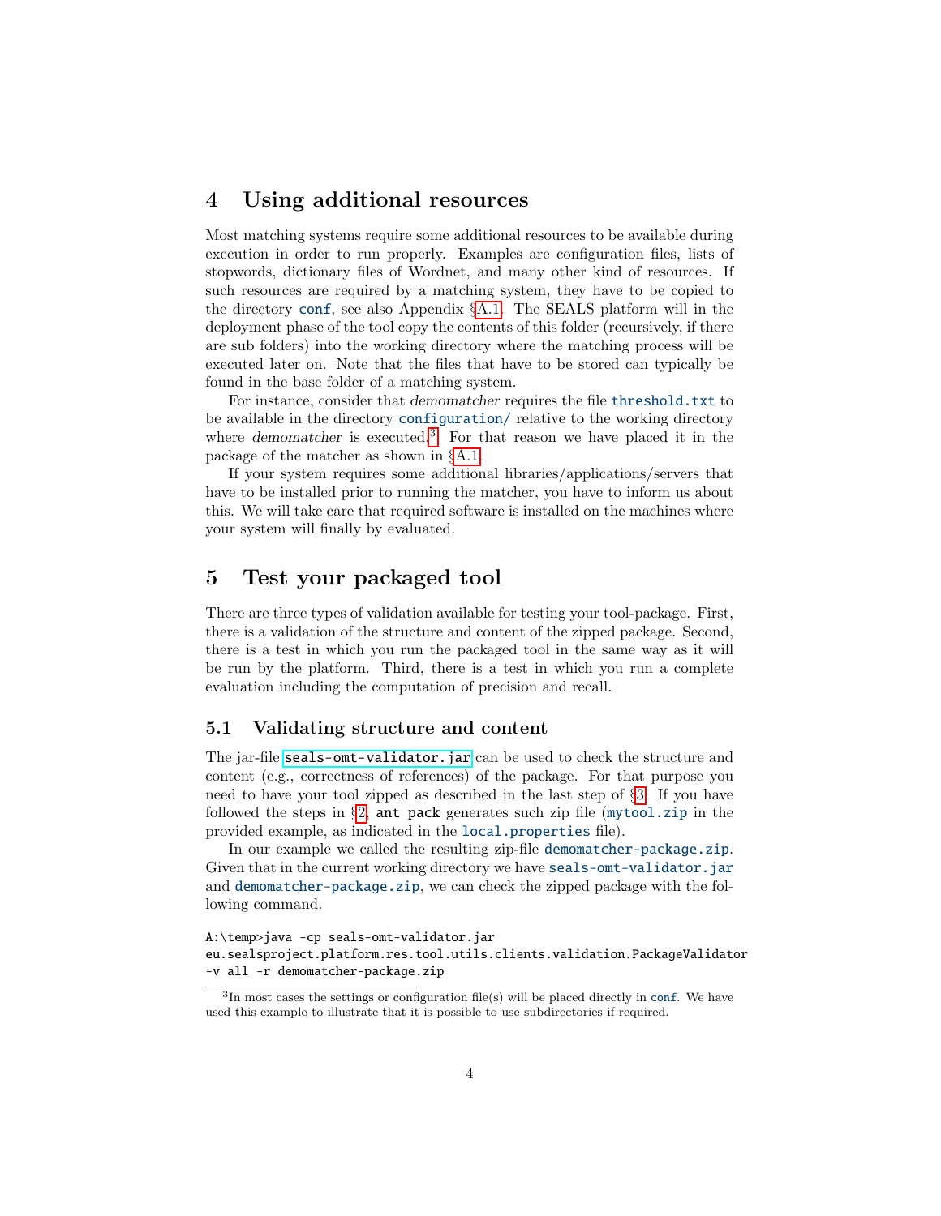# 4 Using additional resources

Most matching systems require some additional resources to be available during execution in order to run properly. Examples are configuration files, lists of stopwords, dictionary files of Wordnet, and many other kind of resources. If such resources are required by a matching system, they have to be copied to the directory `conf`, see also Appendix §A.1. The SEALS platform will in the deployment phase of the tool copy the contents of this folder (recursively, if there are sub folders) into the working directory where the matching process will be executed later on. Note that the files that have to be stored can typically be found in the base folder of a matching system.

For instance, consider that *demomatcher* requires the file `threshold.txt` to be available in the directory `configuration/` relative to the working directory where *demomatcher* is executed.[3] For that reason we have placed it in the package of the matcher as shown in §A.1.

If your system requires some additional libraries/applications/servers that have to be installed prior to running the matcher, you have to inform us about this. We will take care that required software is installed on the machines where your system will finally by evaluated.

# 5 Test your packaged tool

There are three types of validation available for testing your tool-package. First, there is a validation of the structure and content of the zipped package. Second, there is a test in which you run the packaged tool in the same way as it will be run by the platform. Third, there is a test in which you run a complete evaluation including the computation of precision and recall.

## 5.1 Validating structure and content

The jar-file `seals-omt-validator.jar` can be used to check the structure and content (e.g., correctness of references) of the package. For that purpose you need to have your tool zipped as described in the last step of §3. If you have followed the steps in §2, `ant pack` generates such zip file (`mytool.zip` in the provided example, as indicated in the `local.properties` file).

In our example we called the resulting zip-file `demomatcher-package.zip`. Given that in the current working directory we have `seals-omt-validator.jar` and `demomatcher-package.zip`, we can check the zipped package with the following command.

```
A:\temp>java -cp seals-omt-validator.jar
eu.sealsproject.platform.res.tool.utils.clients.validation.PackageValidator
-v all -r demomatcher-package.zip
```

[3] In most cases the settings or configuration file(s) will be placed directly in `conf`. We have used this example to illustrate that it is possible to use subdirectories if required.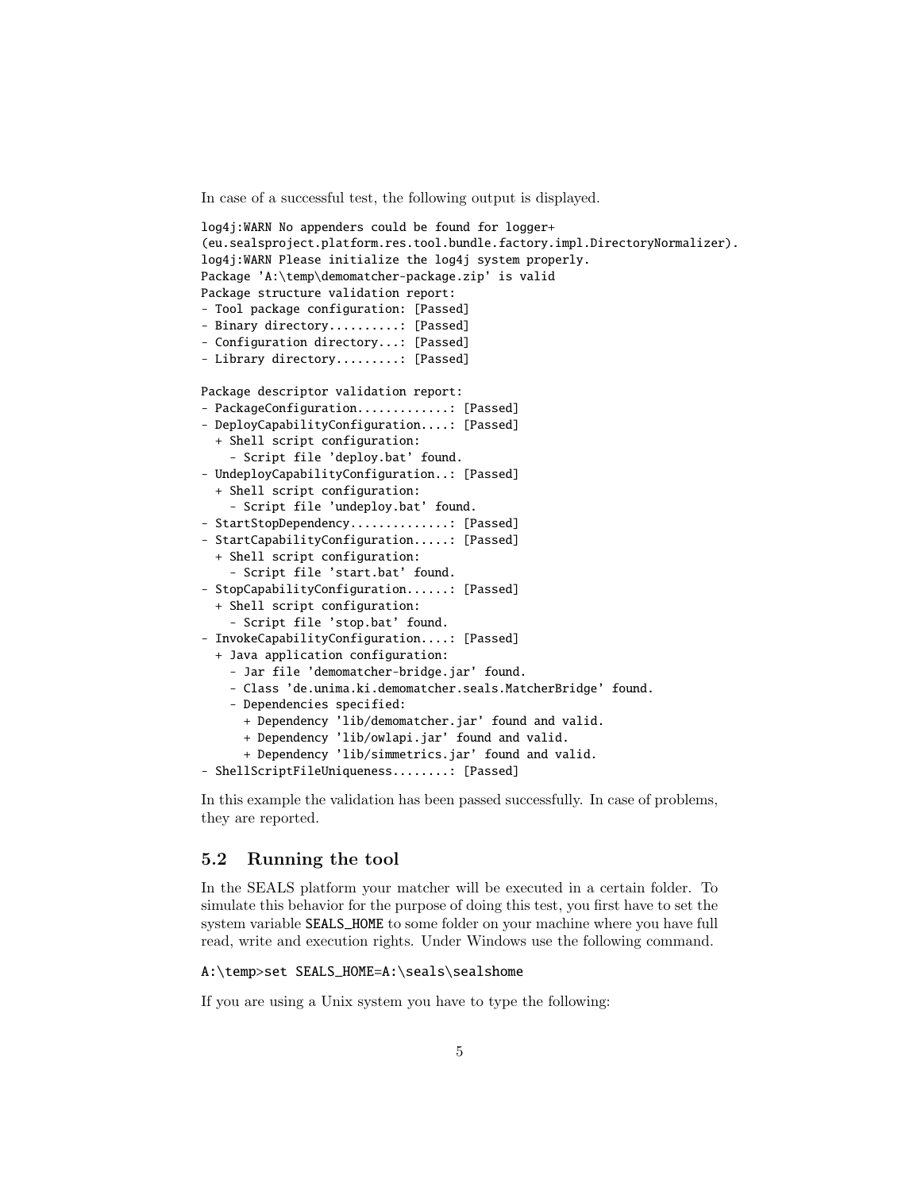In case of a successful test, the following output is displayed.

```
log4j:WARN No appenders could be found for logger+
(eu.sealsproject.platform.res.tool.bundle.factory.impl.DirectoryNormalizer).
log4j:WARN Please initialize the log4j system properly.
Package 'A:\temp\demomatcher-package.zip' is valid
Package structure validation report:
- Tool package configuration: [Passed]
- Binary directory..........: [Passed]
- Configuration directory...: [Passed]
- Library directory.........: [Passed]

Package descriptor validation report:
- PackageConfiguration............: [Passed]
- DeployCapabilityConfiguration....: [Passed]
  + Shell script configuration:
    - Script file 'deploy.bat' found.
- UndeployCapabilityConfiguration..: [Passed]
  + Shell script configuration:
    - Script file 'undeploy.bat' found.
- StartStopDependency.............: [Passed]
- StartCapabilityConfiguration.....: [Passed]
  + Shell script configuration:
    - Script file 'start.bat' found.
- StopCapabilityConfiguration......: [Passed]
  + Shell script configuration:
    - Script file 'stop.bat' found.
- InvokeCapabilityConfiguration....: [Passed]
  + Java application configuration:
    - Jar file 'demomatcher-bridge.jar' found.
    - Class 'de.unima.ki.demomatcher.seals.MatcherBridge' found.
    - Dependencies specified:
      + Dependency 'lib/demomatcher.jar' found and valid.
      + Dependency 'lib/owlapi.jar' found and valid.
      + Dependency 'lib/simmetrics.jar' found and valid.
- ShellScriptFileUniqueness........: [Passed]
```

In this example the validation has been passed successfully. In case of problems, they are reported.

## 5.2 Running the tool

In the SEALS platform your matcher will be executed in a certain folder. To simulate this behavior for the purpose of doing this test, you first have to set the system variable `SEALS_HOME` to some folder on your machine where you have full read, write and execution rights. Under Windows use the following command.

```
A:\temp>set SEALS_HOME=A:\seals\sealshome
```

If you are using a Unix system you have to type the following: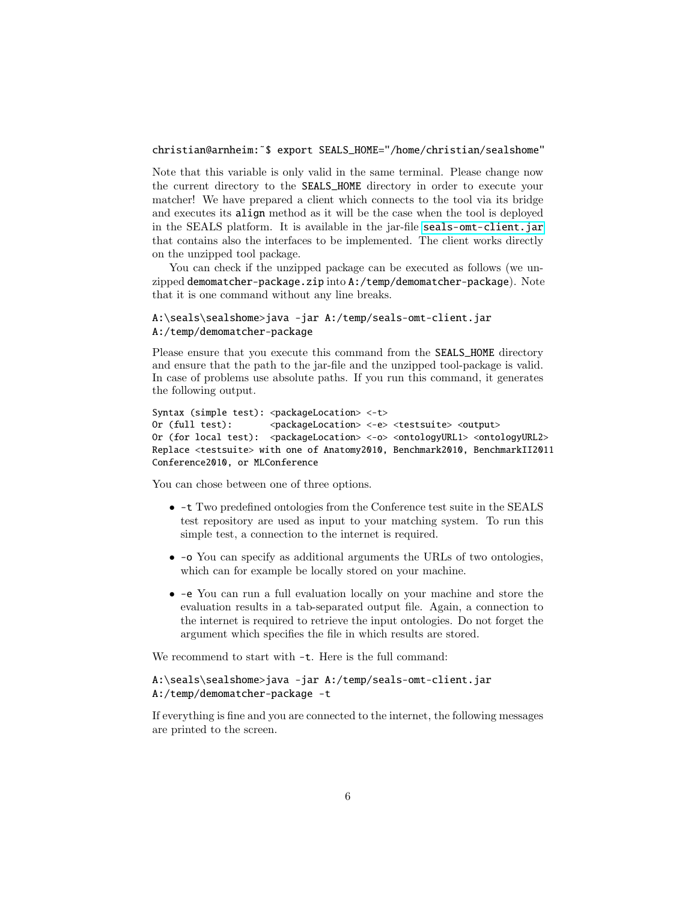```
christian@arnheim:~$ export SEALS_HOME="/home/christian/sealshome"
```

Note that this variable is only valid in the same terminal. Please change now the current directory to the SEALS_HOME directory in order to execute your matcher! We have prepared a client which connects to the tool via its bridge and executes its align method as it will be the case when the tool is deployed in the SEALS platform. It is available in the jar-file seals-omt-client.jar that contains also the interfaces to be implemented. The client works directly on the unzipped tool package.

You can check if the unzipped package can be executed as follows (we unzipped demomatcher-package.zip into A:/temp/demomatcher-package). Note that it is one command without any line breaks.

```
A:\seals\sealshome>java -jar A:/temp/seals-omt-client.jar
A:/temp/demomatcher-package
```

Please ensure that you execute this command from the SEALS_HOME directory and ensure that the path to the jar-file and the unzipped tool-package is valid. In case of problems use absolute paths. If you run this command, it generates the following output.

```
Syntax (simple test): <packageLocation> <-t>
Or (full test):       <packageLocation> <-e> <testsuite> <output>
Or (for local test):  <packageLocation> <-o> <ontologyURL1> <ontologyURL2>
Replace <testsuite> with one of Anatomy2010, Benchmark2010, BenchmarkII2011
Conference2010, or MLConference
```

You can chose between one of three options.

- -t Two predefined ontologies from the Conference test suite in the SEALS test repository are used as input to your matching system. To run this simple test, a connection to the internet is required.
- -o You can specify as additional arguments the URLs of two ontologies, which can for example be locally stored on your machine.
- -e You can run a full evaluation locally on your machine and store the evaluation results in a tab-separated output file. Again, a connection to the internet is required to retrieve the input ontologies. Do not forget the argument which specifies the file in which results are stored.

We recommend to start with -t. Here is the full command:

```
A:\seals\sealshome>java -jar A:/temp/seals-omt-client.jar
A:/temp/demomatcher-package -t
```

If everything is fine and you are connected to the internet, the following messages are printed to the screen.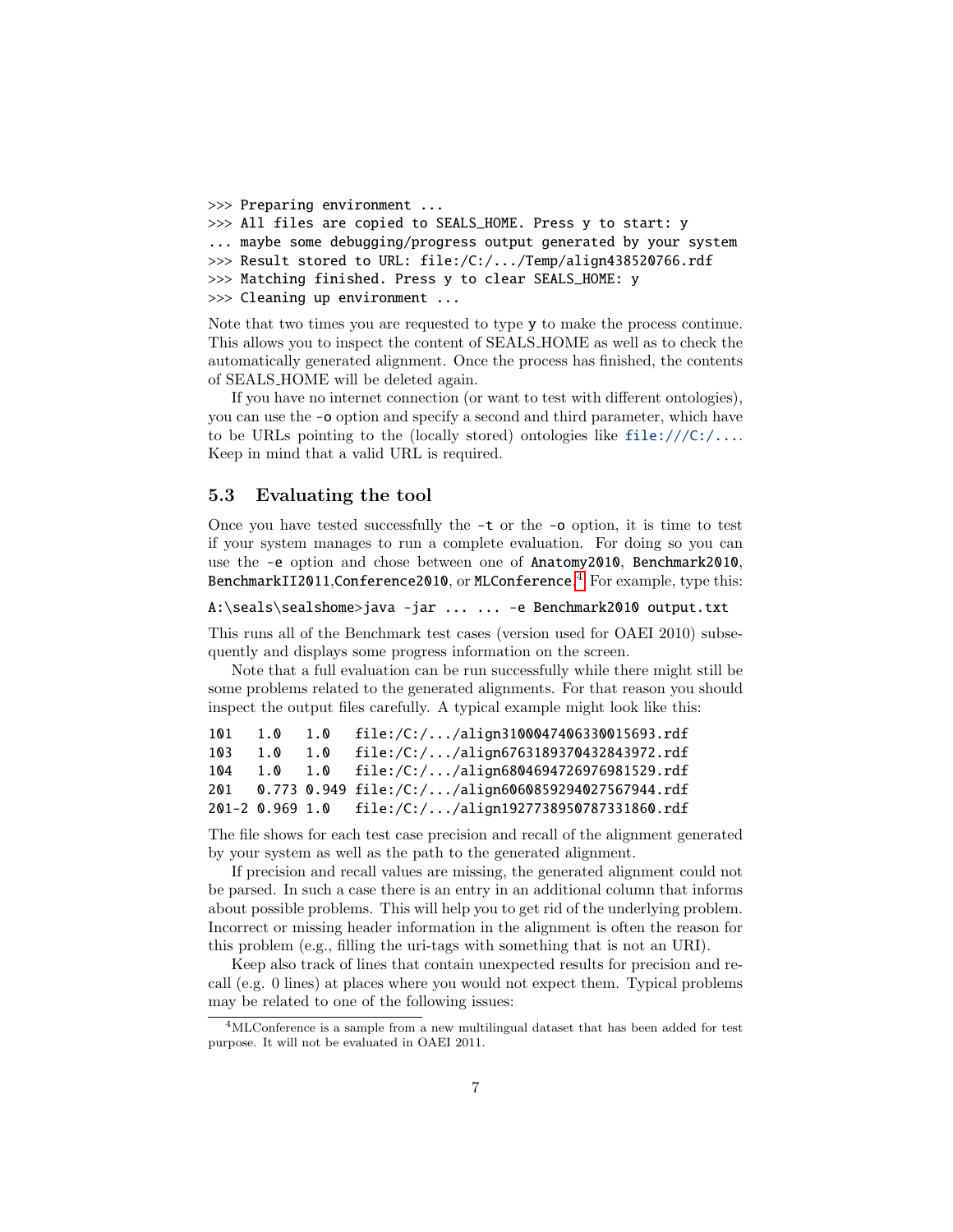```
>>> Preparing environment ...
>>> All files are copied to SEALS_HOME. Press y to start: y
... maybe some debugging/progress output generated by your system
>>> Result stored to URL: file:/C:/.../Temp/align438520766.rdf
>>> Matching finished. Press y to clear SEALS_HOME: y
>>> Cleaning up environment ...
```

Note that two times you are requested to type `y` to make the process continue. This allows you to inspect the content of SEALS_HOME as well as to check the automatically generated alignment. Once the process has finished, the contents of SEALS_HOME will be deleted again.

If you have no internet connection (or want to test with different ontologies), you can use the `-o` option and specify a second and third parameter, which have to be URLs pointing to the (locally stored) ontologies like `file:///C:/...`. Keep in mind that a valid URL is required.

### 5.3 Evaluating the tool

Once you have tested successfully the `-t` or the `-o` option, it is time to test if your system manages to run a complete evaluation. For doing so you can use the `-e` option and chose between one of `Anatomy2010`, `Benchmark2010`, `BenchmarkII2011`,`Conference2010`, or `MLConference`.[4] For example, type this:

```
A:\seals\sealshome>java -jar ... ... -e Benchmark2010 output.txt
```

This runs all of the Benchmark test cases (version used for OAEI 2010) subsequently and displays some progress information on the screen.

Note that a full evaluation can be run successfully while there might still be some problems related to the generated alignments. For that reason you should inspect the output files carefully. A typical example might look like this:

```
101   1.0   1.0   file:/C:/.../align3100047406330015693.rdf
103   1.0   1.0   file:/C:/.../align6763189370432843972.rdf
104   1.0   1.0   file:/C:/.../align6804694726976981529.rdf
201   0.773 0.949 file:/C:/.../align6060859294027567944.rdf
201-2 0.969 1.0   file:/C:/.../align1927738950787331860.rdf
```

The file shows for each test case precision and recall of the alignment generated by your system as well as the path to the generated alignment.

If precision and recall values are missing, the generated alignment could not be parsed. In such a case there is an entry in an additional column that informs about possible problems. This will help you to get rid of the underlying problem. Incorrect or missing header information in the alignment is often the reason for this problem (e.g., filling the uri-tags with something that is not an URI).

Keep also track of lines that contain unexpected results for precision and recall (e.g. 0 lines) at places where you would not expect them. Typical problems may be related to one of the following issues:

[4] MLConference is a sample from a new multilingual dataset that has been added for test purpose. It will not be evaluated in OAEI 2011.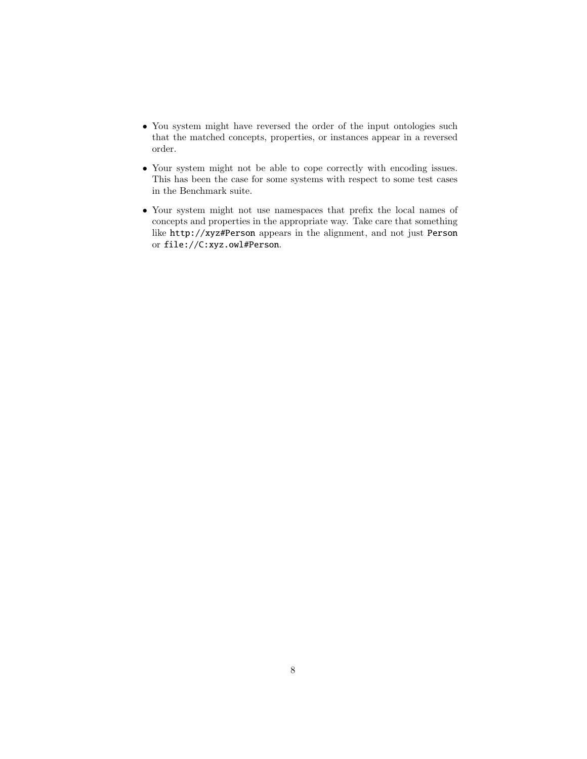- You system might have reversed the order of the input ontologies such that the matched concepts, properties, or instances appear in a reversed order.
- Your system might not be able to cope correctly with encoding issues. This has been the case for some systems with respect to some test cases in the Benchmark suite.
- Your system might not use namespaces that prefix the local names of concepts and properties in the appropriate way. Take care that something like `http://xyz#Person` appears in the alignment, and not just `Person` or `file://C:xyz.owl#Person`.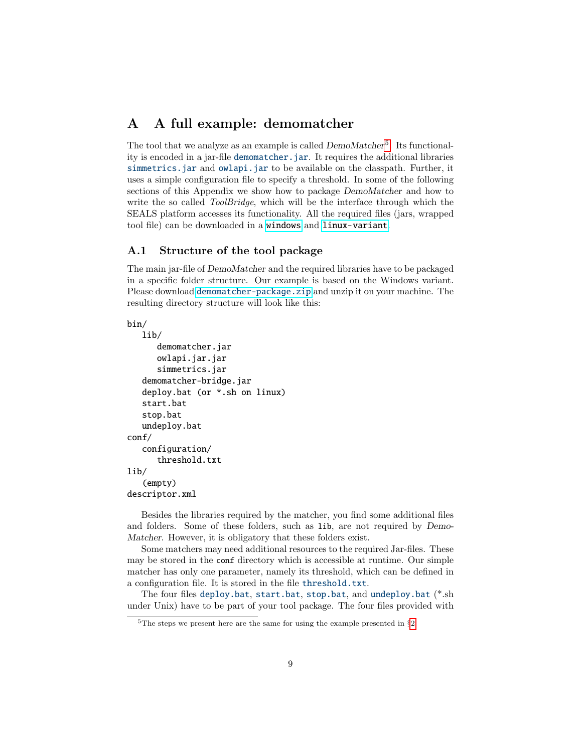# A A full example: demomatcher

The tool that we analyze as an example is called *DemoMatcher*[5]. Its functionality is encoded in a jar-file `demomatcher.jar`. It requires the additional libraries `simmetrics.jar` and `owlapi.jar` to be available on the classpath. Further, it uses a simple configuration file to specify a threshold. In some of the following sections of this Appendix we show how to package *DemoMatcher* and how to write the so called *ToolBridge*, which will be the interface through which the SEALS platform accesses its functionality. All the required files (jars, wrapped tool file) can be downloaded in a `windows` and `linux-variant`.

## A.1 Structure of the tool package

The main jar-file of *DemoMatcher* and the required libraries have to be packaged in a specific folder structure. Our example is based on the Windows variant. Please download `demomatcher-package.zip` and unzip it on your machine. The resulting directory structure will look like this:

```
bin/
   lib/
      demomatcher.jar
      owlapi.jar.jar
      simmetrics.jar
   demomatcher-bridge.jar
   deploy.bat (or *.sh on linux)
   start.bat
   stop.bat
   undeploy.bat
conf/
   configuration/
      threshold.txt
lib/
   (empty)
descriptor.xml
```

Besides the libraries required by the matcher, you find some additional files and folders. Some of these folders, such as `lib`, are not required by *DemoMatcher*. However, it is obligatory that these folders exist.

Some matchers may need additional resources to the required Jar-files. These may be stored in the `conf` directory which is accessible at runtime. Our simple matcher has only one parameter, namely its threshold, which can be defined in a configuration file. It is stored in the file `threshold.txt`.

The four files `deploy.bat`, `start.bat`, `stop.bat`, and `undeploy.bat` (*.sh under Unix) have to be part of your tool package. The four files provided with

[5] The steps we present here are the same for using the example presented in §2.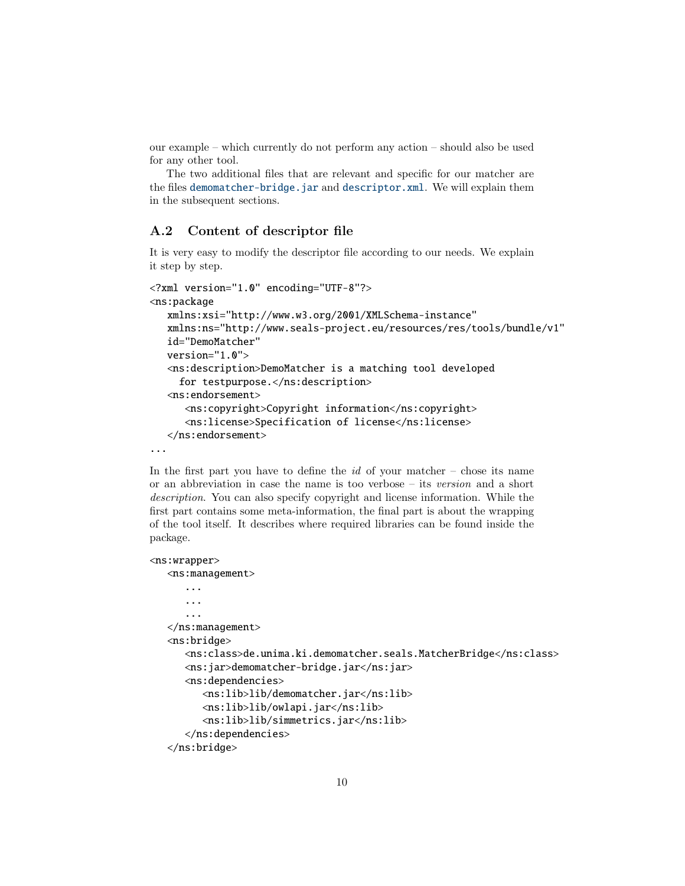our example – which currently do not perform any action – should also be used for any other tool.

The two additional files that are relevant and specific for our matcher are the files demomatcher-bridge.jar and descriptor.xml. We will explain them in the subsequent sections.

## A.2 Content of descriptor file

It is very easy to modify the descriptor file according to our needs. We explain it step by step.

```
<?xml version="1.0" encoding="UTF-8"?>
<ns:package
   xmlns:xsi="http://www.w3.org/2001/XMLSchema-instance"
   xmlns:ns="http://www.seals-project.eu/resources/res/tools/bundle/v1"
   id="DemoMatcher"
   version="1.0">
   <ns:description>DemoMatcher is a matching tool developed
     for testpurpose.</ns:description>
   <ns:endorsement>
      <ns:copyright>Copyright information</ns:copyright>
      <ns:license>Specification of license</ns:license>
   </ns:endorsement>
...
```

In the first part you have to define the *id* of your matcher – chose its name or an abbreviation in case the name is too verbose – its *version* and a short *description*. You can also specify copyright and license information. While the first part contains some meta-information, the final part is about the wrapping of the tool itself. It describes where required libraries can be found inside the package.

```
<ns:wrapper>
   <ns:management>
      ...
      ...
      ...
   </ns:management>
   <ns:bridge>
      <ns:class>de.unima.ki.demomatcher.seals.MatcherBridge</ns:class>
      <ns:jar>demomatcher-bridge.jar</ns:jar>
      <ns:dependencies>
         <ns:lib>lib/demomatcher.jar</ns:lib>
         <ns:lib>lib/owlapi.jar</ns:lib>
         <ns:lib>lib/simmetrics.jar</ns:lib>
      </ns:dependencies>
   </ns:bridge>
```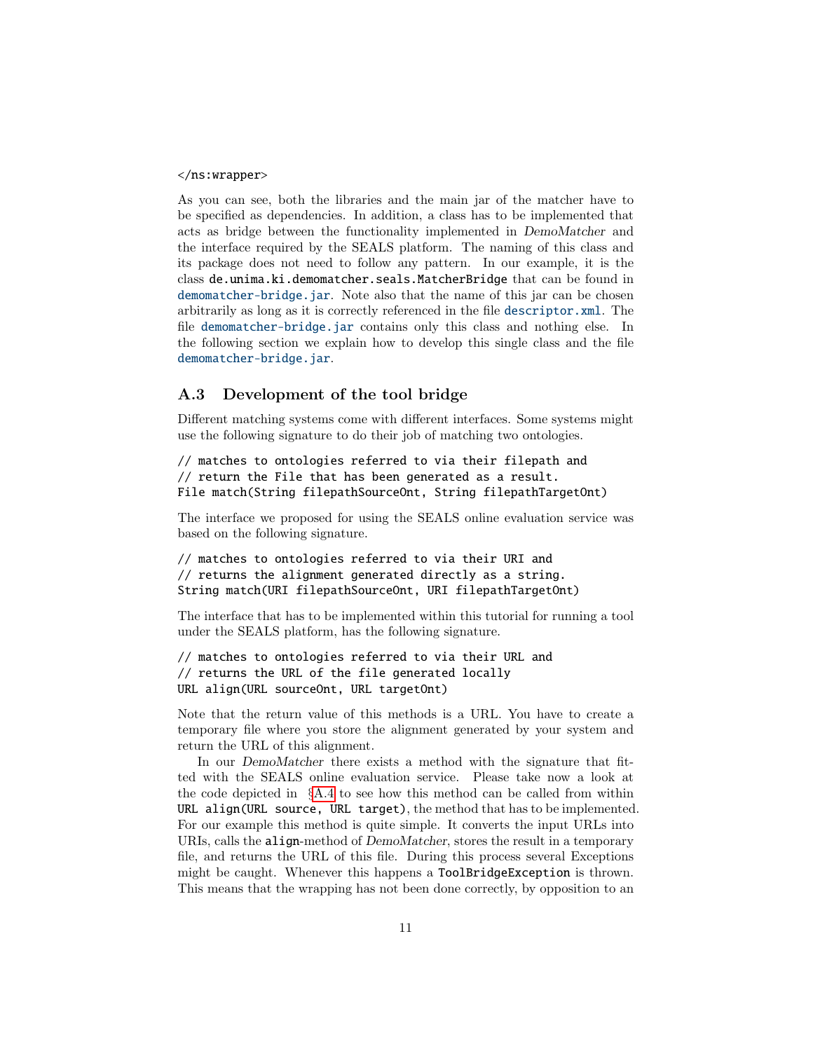```
</ns:wrapper>
```

As you can see, both the libraries and the main jar of the matcher have to be specified as dependencies. In addition, a class has to be implemented that acts as bridge between the functionality implemented in *DemoMatcher* and the interface required by the SEALS platform. The naming of this class and its package does not need to follow any pattern. In our example, it is the class `de.unima.ki.demomatcher.seals.MatcherBridge` that can be found in `demomatcher-bridge.jar`. Note also that the name of this jar can be chosen arbitrarily as long as it is correctly referenced in the file `descriptor.xml`. The file `demomatcher-bridge.jar` contains only this class and nothing else. In the following section we explain how to develop this single class and the file `demomatcher-bridge.jar`.

## A.3 Development of the tool bridge

Different matching systems come with different interfaces. Some systems might use the following signature to do their job of matching two ontologies.

```
// matches to ontologies referred to via their filepath and
// return the File that has been generated as a result.
File match(String filepathSourceOnt, String filepathTargetOnt)
```

The interface we proposed for using the SEALS online evaluation service was based on the following signature.

```
// matches to ontologies referred to via their URI and
// returns the alignment generated directly as a string.
String match(URI filepathSourceOnt, URI filepathTargetOnt)
```

The interface that has to be implemented within this tutorial for running a tool under the SEALS platform, has the following signature.

```
// matches to ontologies referred to via their URL and
// returns the URL of the file generated locally
URL align(URL sourceOnt, URL targetOnt)
```

Note that the return value of this methods is a URL. You have to create a temporary file where you store the alignment generated by your system and return the URL of this alignment.

In our *DemoMatcher* there exists a method with the signature that fitted with the SEALS online evaluation service. Please take now a look at the code depicted in §A.4 to see how this method can be called from within `URL align(URL source, URL target)`, the method that has to be implemented. For our example this method is quite simple. It converts the input URLs into URIs, calls the `align`-method of *DemoMatcher*, stores the result in a temporary file, and returns the URL of this file. During this process several Exceptions might be caught. Whenever this happens a `ToolBridgeException` is thrown. This means that the wrapping has not been done correctly, by opposition to an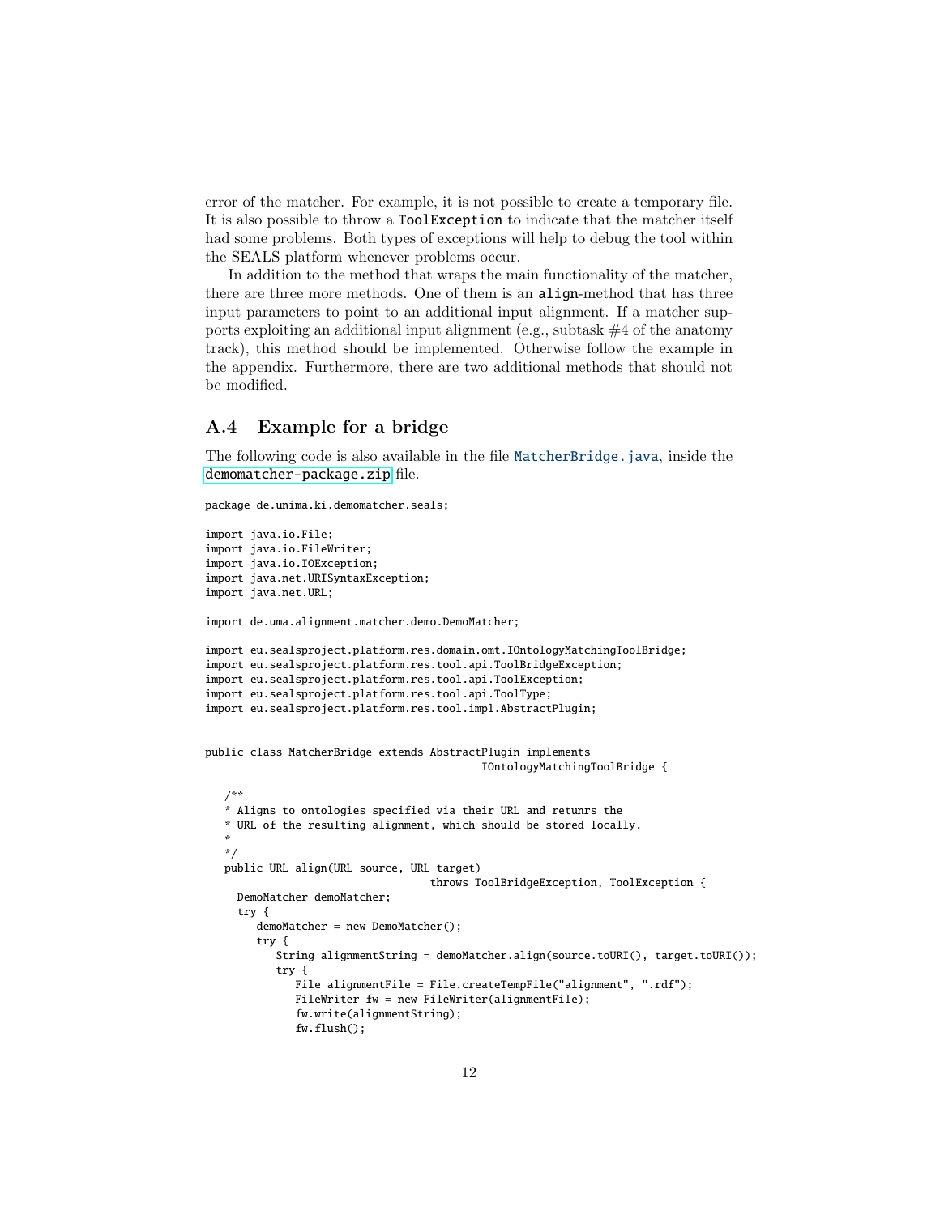error of the matcher. For example, it is not possible to create a temporary file. It is also possible to throw a `ToolException` to indicate that the matcher itself had some problems. Both types of exceptions will help to debug the tool within the SEALS platform whenever problems occur.

In addition to the method that wraps the main functionality of the matcher, there are three more methods. One of them is an `align`-method that has three input parameters to point to an additional input alignment. If a matcher supports exploiting an additional input alignment (e.g., subtask #4 of the anatomy track), this method should be implemented. Otherwise follow the example in the appendix. Furthermore, there are two additional methods that should not be modified.

## A.4 Example for a bridge

The following code is also available in the file `MatcherBridge.java`, inside the `demomatcher-package.zip` file.

```
package de.unima.ki.demomatcher.seals;

import java.io.File;
import java.io.FileWriter;
import java.io.IOException;
import java.net.URISyntaxException;
import java.net.URL;

import de.uma.alignment.matcher.demo.DemoMatcher;

import eu.sealsproject.platform.res.domain.omt.IOntologyMatchingToolBridge;
import eu.sealsproject.platform.res.tool.api.ToolBridgeException;
import eu.sealsproject.platform.res.tool.api.ToolException;
import eu.sealsproject.platform.res.tool.api.ToolType;
import eu.sealsproject.platform.res.tool.impl.AbstractPlugin;


public class MatcherBridge extends AbstractPlugin implements
                                           IOntologyMatchingToolBridge {

   /**
   * Aligns to ontologies specified via their URL and retunrs the
   * URL of the resulting alignment, which should be stored locally.
   *
   */
   public URL align(URL source, URL target)
                                 throws ToolBridgeException, ToolException {
     DemoMatcher demoMatcher;
     try {
        demoMatcher = new DemoMatcher();
        try {
           String alignmentString = demoMatcher.align(source.toURI(), target.toURI());
           try {
              File alignmentFile = File.createTempFile("alignment", ".rdf");
              FileWriter fw = new FileWriter(alignmentFile);
              fw.write(alignmentString);
              fw.flush();
```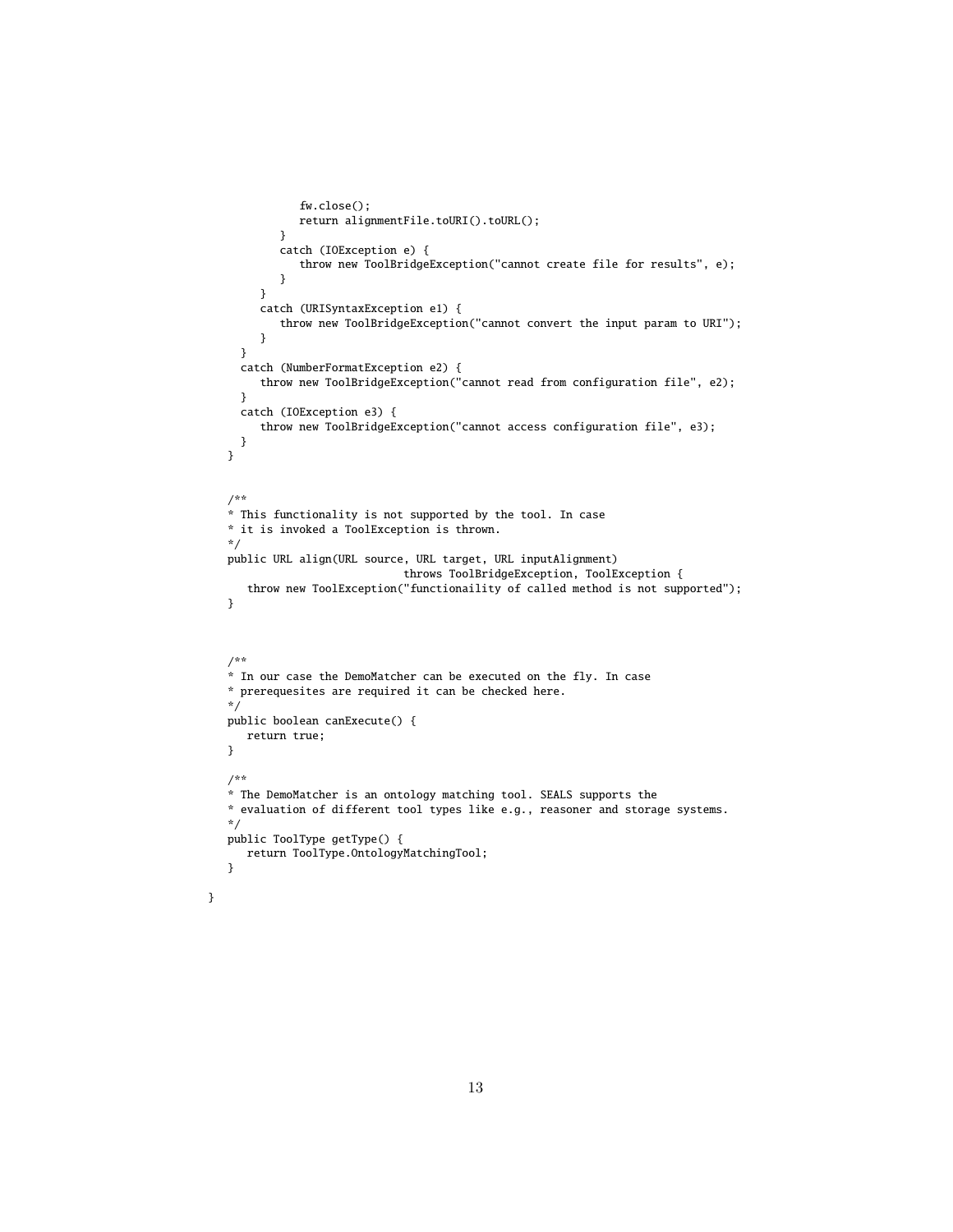```
            fw.close();
            return alignmentFile.toURI().toURL();
         }
         catch (IOException e) {
            throw new ToolBridgeException("cannot create file for results", e);
         }
      }
      catch (URISyntaxException e1) {
         throw new ToolBridgeException("cannot convert the input param to URI");
      }
   }
   catch (NumberFormatException e2) {
      throw new ToolBridgeException("cannot read from configuration file", e2);
   }
   catch (IOException e3) {
      throw new ToolBridgeException("cannot access configuration file", e3);
   }
}


/**
* This functionality is not supported by the tool. In case
* it is invoked a ToolException is thrown.
*/
public URL align(URL source, URL target, URL inputAlignment)
                           throws ToolBridgeException, ToolException {
   throw new ToolException("functionaility of called method is not supported");
}



/**
* In our case the DemoMatcher can be executed on the fly. In case
* prerequesites are required it can be checked here.
*/
public boolean canExecute() {
   return true;
}

/**
* The DemoMatcher is an ontology matching tool. SEALS supports the
* evaluation of different tool types like e.g., reasoner and storage systems.
*/
public ToolType getType() {
   return ToolType.OntologyMatchingTool;
}

}
```